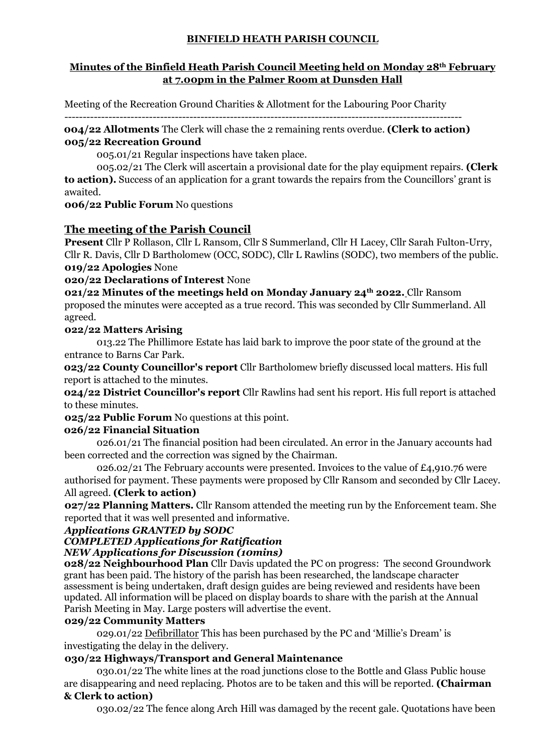**BINFIELD HEATH PARISH COUNCIL**

**Minutes of the Binfield Heath Parish Council Meeting held on Monday 28th February at 7.00pm in the Palmer Room at Dunsden Hall**

Meeting of the Recreation Ground Charities & Allotment for the Labouring Poor Charity

---

**004/22 Allotments** The Clerk will chase the 2 remaining rents overdue. **(Clerk to action)**

**005/22 Recreation Ground**

005.01/21 Regular inspections have taken place.

005.02/21 The Clerk will ascertain a provisional date for the play equipment repairs. **(Clerk to action).** Success of an application for a grant towards the repairs from the Councillors' grant is awaited.

**006/22 Public Forum** No questions

## The meeting of the Parish Council

**Present** Cllr P Rollason, Cllr L Ransom, Cllr S Summerland, Cllr H Lacey, Cllr Sarah Fulton-Urry, Cllr R. Davis, Cllr D Bartholomew (OCC, SODC), Cllr L Rawlins (SODC), two members of the public.

**019/22 Apologies** None

**020/22 Declarations of Interest** None

**021/22 Minutes of the meetings held on Monday January 24th 2022.** Cllr Ransom proposed the minutes were accepted as a true record. This was seconded by Cllr Summerland. All agreed.

**022/22 Matters Arising**

013.22 The Phillimore Estate has laid bark to improve the poor state of the ground at the entrance to Barns Car Park.

**023/22 County Councillor's report** Cllr Bartholomew briefly discussed local matters. His full report is attached to the minutes.

**024/22 District Councillor's report** Cllr Rawlins had sent his report. His full report is attached to these minutes.

**025/22 Public Forum** No questions at this point.

**026/22 Financial Situation**

026.01/21 The financial position had been circulated. An error in the January accounts had been corrected and the correction was signed by the Chairman.

026.02/21 The February accounts were presented. Invoices to the value of £4,910.76 were authorised for payment. These payments were proposed by Cllr Ransom and seconded by Cllr Lacey. All agreed. **(Clerk to action)**

**027/22 Planning Matters.** Cllr Ransom attended the meeting run by the Enforcement team. She reported that it was well presented and informative.

***Applications GRANTED by SODC***

***COMPLETED Applications for Ratification***

***NEW Applications for Discussion (10mins)***

**028/22 Neighbourhood Plan** Cllr Davis updated the PC on progress: The second Groundwork grant has been paid. The history of the parish has been researched, the landscape character assessment is being undertaken, draft design guides are being reviewed and residents have been updated. All information will be placed on display boards to share with the parish at the Annual Parish Meeting in May. Large posters will advertise the event.

**029/22 Community Matters**

029.01/22 Defibrillator This has been purchased by the PC and 'Millie's Dream' is investigating the delay in the delivery.

**030/22 Highways/Transport and General Maintenance**

030.01/22 The white lines at the road junctions close to the Bottle and Glass Public house are disappearing and need replacing. Photos are to be taken and this will be reported. **(Chairman & Clerk to action)**

030.02/22 The fence along Arch Hill was damaged by the recent gale. Quotations have been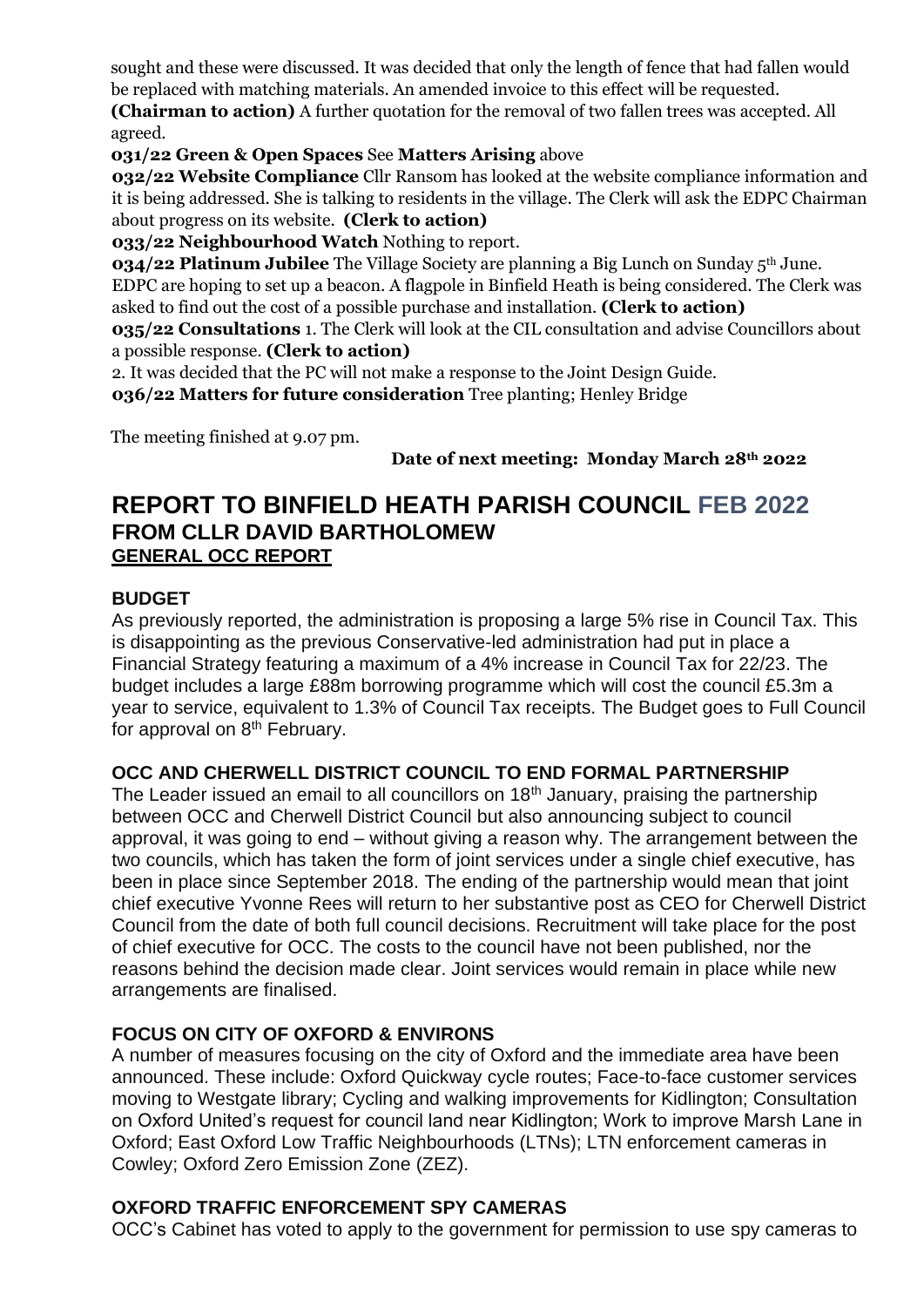sought and these were discussed. It was decided that only the length of fence that had fallen would be replaced with matching materials. An amended invoice to this effect will be requested. **(Chairman to action)** A further quotation for the removal of two fallen trees was accepted. All agreed.

**031/22 Green & Open Spaces** See **Matters Arising** above

**032/22 Website Compliance** Cllr Ransom has looked at the website compliance information and it is being addressed. She is talking to residents in the village. The Clerk will ask the EDPC Chairman about progress on its website. **(Clerk to action)**

**033/22 Neighbourhood Watch** Nothing to report.

**034/22 Platinum Jubilee** The Village Society are planning a Big Lunch on Sunday 5th June. EDPC are hoping to set up a beacon. A flagpole in Binfield Heath is being considered. The Clerk was asked to find out the cost of a possible purchase and installation. **(Clerk to action)**

**035/22 Consultations** 1. The Clerk will look at the CIL consultation and advise Councillors about a possible response. **(Clerk to action)**

2. It was decided that the PC will not make a response to the Joint Design Guide.

**036/22 Matters for future consideration** Tree planting; Henley Bridge

The meeting finished at 9.07 pm.

**Date of next meeting: Monday March 28th 2022**

# REPORT TO BINFIELD HEATH PARISH COUNCIL FEB 2022

## FROM CLLR DAVID BARTHOLOMEW

### GENERAL OCC REPORT

**BUDGET**

As previously reported, the administration is proposing a large 5% rise in Council Tax. This is disappointing as the previous Conservative-led administration had put in place a Financial Strategy featuring a maximum of a 4% increase in Council Tax for 22/23. The budget includes a large £88m borrowing programme which will cost the council £5.3m a year to service, equivalent to 1.3% of Council Tax receipts. The Budget goes to Full Council for approval on 8th February.

**OCC AND CHERWELL DISTRICT COUNCIL TO END FORMAL PARTNERSHIP**

The Leader issued an email to all councillors on 18th January, praising the partnership between OCC and Cherwell District Council but also announcing subject to council approval, it was going to end – without giving a reason why. The arrangement between the two councils, which has taken the form of joint services under a single chief executive, has been in place since September 2018. The ending of the partnership would mean that joint chief executive Yvonne Rees will return to her substantive post as CEO for Cherwell District Council from the date of both full council decisions. Recruitment will take place for the post of chief executive for OCC. The costs to the council have not been published, nor the reasons behind the decision made clear. Joint services would remain in place while new arrangements are finalised.

**FOCUS ON CITY OF OXFORD & ENVIRONS**

A number of measures focusing on the city of Oxford and the immediate area have been announced. These include: Oxford Quickway cycle routes; Face-to-face customer services moving to Westgate library; Cycling and walking improvements for Kidlington; Consultation on Oxford United's request for council land near Kidlington; Work to improve Marsh Lane in Oxford; East Oxford Low Traffic Neighbourhoods (LTNs); LTN enforcement cameras in Cowley; Oxford Zero Emission Zone (ZEZ).

**OXFORD TRAFFIC ENFORCEMENT SPY CAMERAS**

OCC's Cabinet has voted to apply to the government for permission to use spy cameras to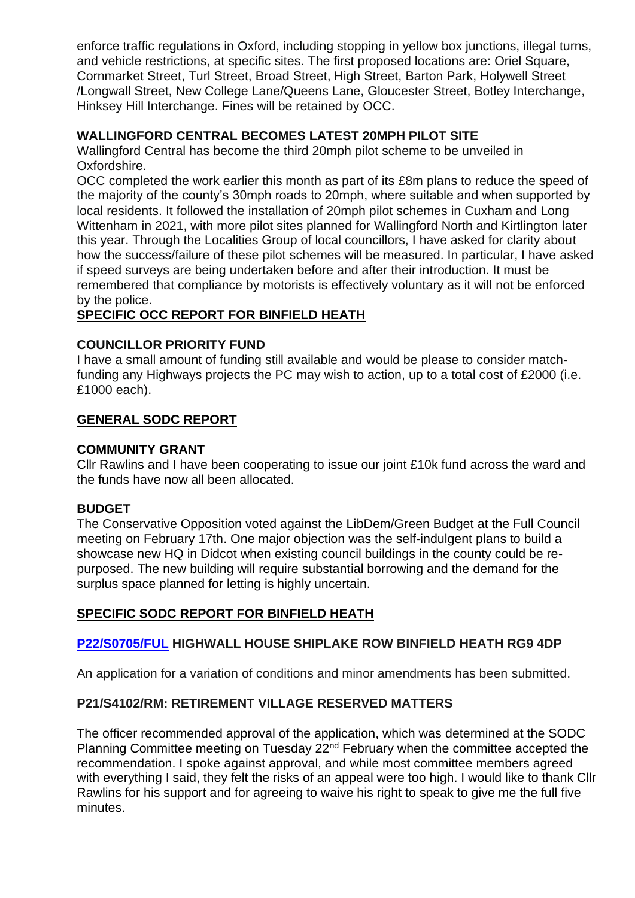enforce traffic regulations in Oxford, including stopping in yellow box junctions, illegal turns, and vehicle restrictions, at specific sites. The first proposed locations are: Oriel Square, Cornmarket Street, Turl Street, Broad Street, High Street, Barton Park, Holywell Street /Longwall Street, New College Lane/Queens Lane, Gloucester Street, Botley Interchange, Hinksey Hill Interchange. Fines will be retained by OCC.

**WALLINGFORD CENTRAL BECOMES LATEST 20MPH PILOT SITE**

Wallingford Central has become the third 20mph pilot scheme to be unveiled in Oxfordshire.

OCC completed the work earlier this month as part of its £8m plans to reduce the speed of the majority of the county's 30mph roads to 20mph, where suitable and when supported by local residents. It followed the installation of 20mph pilot schemes in Cuxham and Long Wittenham in 2021, with more pilot sites planned for Wallingford North and Kirtlington later this year. Through the Localities Group of local councillors, I have asked for clarity about how the success/failure of these pilot schemes will be measured. In particular, I have asked if speed surveys are being undertaken before and after their introduction. It must be remembered that compliance by motorists is effectively voluntary as it will not be enforced by the police.

**<u>SPECIFIC OCC REPORT FOR BINFIELD HEATH</u>**

**COUNCILLOR PRIORITY FUND**

I have a small amount of funding still available and would be please to consider match-funding any Highways projects the PC may wish to action, up to a total cost of £2000 (i.e. £1000 each).

**<u>GENERAL SODC REPORT</u>**

**COMMUNITY GRANT**

Cllr Rawlins and I have been cooperating to issue our joint £10k fund across the ward and the funds have now all been allocated.

**BUDGET**

The Conservative Opposition voted against the LibDem/Green Budget at the Full Council meeting on February 17th. One major objection was the self-indulgent plans to build a showcase new HQ in Didcot when existing council buildings in the county could be re-purposed. The new building will require substantial borrowing and the demand for the surplus space planned for letting is highly uncertain.

**<u>SPECIFIC SODC REPORT FOR BINFIELD HEATH</u>**

**<u>P22/S0705/FUL</u> HIGHWALL HOUSE SHIPLAKE ROW BINFIELD HEATH RG9 4DP**

An application for a variation of conditions and minor amendments has been submitted.

**P21/S4102/RM: RETIREMENT VILLAGE RESERVED MATTERS**

The officer recommended approval of the application, which was determined at the SODC Planning Committee meeting on Tuesday 22nd February when the committee accepted the recommendation. I spoke against approval, and while most committee members agreed with everything I said, they felt the risks of an appeal were too high. I would like to thank Cllr Rawlins for his support and for agreeing to waive his right to speak to give me the full five minutes.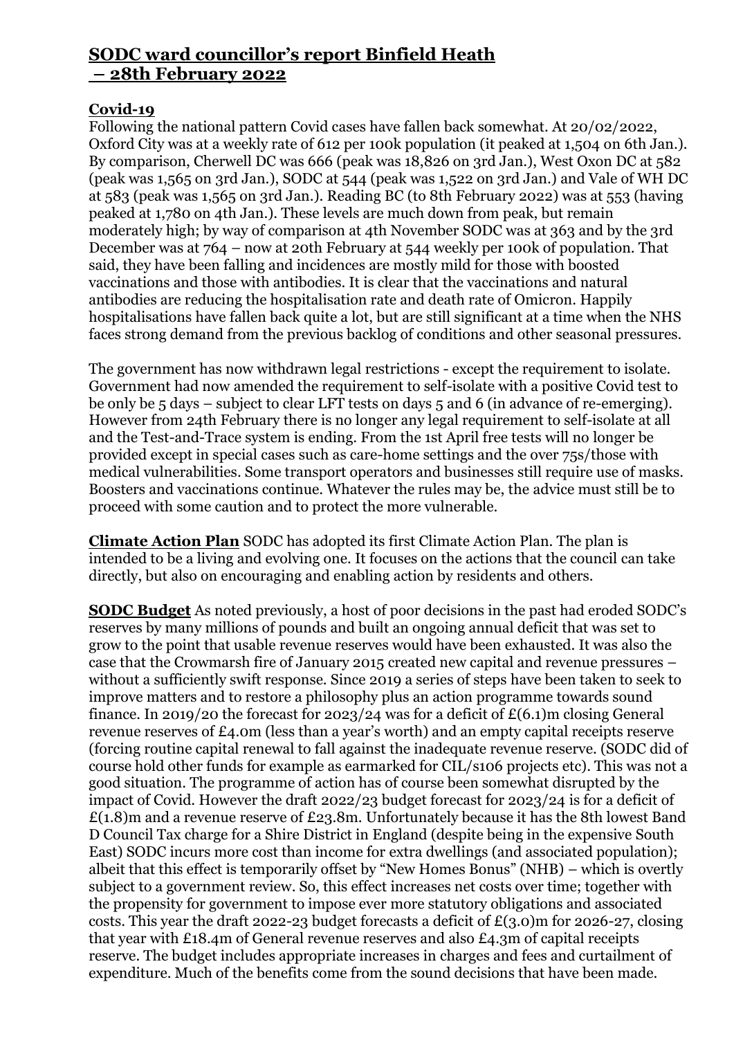# SODC ward councillor's report Binfield Heath – 28th February 2022

## Covid-19

Following the national pattern Covid cases have fallen back somewhat. At 20/02/2022, Oxford City was at a weekly rate of 612 per 100k population (it peaked at 1,504 on 6th Jan.). By comparison, Cherwell DC was 666 (peak was 18,826 on 3rd Jan.), West Oxon DC at 582 (peak was 1,565 on 3rd Jan.), SODC at 544 (peak was 1,522 on 3rd Jan.) and Vale of WH DC at 583 (peak was 1,565 on 3rd Jan.). Reading BC (to 8th February 2022) was at 553 (having peaked at 1,780 on 4th Jan.). These levels are much down from peak, but remain moderately high; by way of comparison at 4th November SODC was at 363 and by the 3rd December was at 764 – now at 20th February at 544 weekly per 100k of population. That said, they have been falling and incidences are mostly mild for those with boosted vaccinations and those with antibodies. It is clear that the vaccinations and natural antibodies are reducing the hospitalisation rate and death rate of Omicron. Happily hospitalisations have fallen back quite a lot, but are still significant at a time when the NHS faces strong demand from the previous backlog of conditions and other seasonal pressures.

The government has now withdrawn legal restrictions - except the requirement to isolate. Government had now amended the requirement to self-isolate with a positive Covid test to be only be 5 days – subject to clear LFT tests on days 5 and 6 (in advance of re-emerging). However from 24th February there is no longer any legal requirement to self-isolate at all and the Test-and-Trace system is ending. From the 1st April free tests will no longer be provided except in special cases such as care-home settings and the over 75s/those with medical vulnerabilities. Some transport operators and businesses still require use of masks. Boosters and vaccinations continue. Whatever the rules may be, the advice must still be to proceed with some caution and to protect the more vulnerable.

**Climate Action Plan** SODC has adopted its first Climate Action Plan. The plan is intended to be a living and evolving one. It focuses on the actions that the council can take directly, but also on encouraging and enabling action by residents and others.

**SODC Budget** As noted previously, a host of poor decisions in the past had eroded SODC's reserves by many millions of pounds and built an ongoing annual deficit that was set to grow to the point that usable revenue reserves would have been exhausted. It was also the case that the Crowmarsh fire of January 2015 created new capital and revenue pressures – without a sufficiently swift response. Since 2019 a series of steps have been taken to seek to improve matters and to restore a philosophy plus an action programme towards sound finance. In 2019/20 the forecast for 2023/24 was for a deficit of £(6.1)m closing General revenue reserves of £4.0m (less than a year's worth) and an empty capital receipts reserve (forcing routine capital renewal to fall against the inadequate revenue reserve. (SODC did of course hold other funds for example as earmarked for CIL/s106 projects etc). This was not a good situation. The programme of action has of course been somewhat disrupted by the impact of Covid. However the draft 2022/23 budget forecast for 2023/24 is for a deficit of £(1.8)m and a revenue reserve of £23.8m. Unfortunately because it has the 8th lowest Band D Council Tax charge for a Shire District in England (despite being in the expensive South East) SODC incurs more cost than income for extra dwellings (and associated population); albeit that this effect is temporarily offset by "New Homes Bonus" (NHB) – which is overtly subject to a government review. So, this effect increases net costs over time; together with the propensity for government to impose ever more statutory obligations and associated costs. This year the draft 2022-23 budget forecasts a deficit of £(3.0)m for 2026-27, closing that year with £18.4m of General revenue reserves and also £4.3m of capital receipts reserve. The budget includes appropriate increases in charges and fees and curtailment of expenditure. Much of the benefits come from the sound decisions that have been made.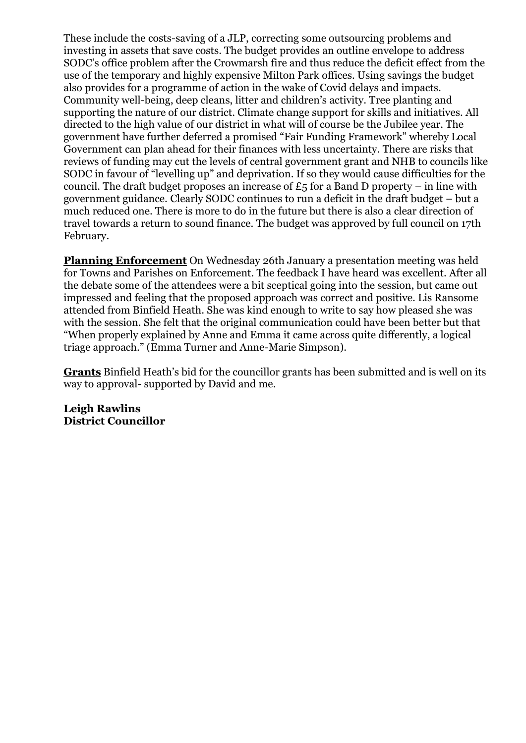These include the costs-saving of a JLP, correcting some outsourcing problems and investing in assets that save costs. The budget provides an outline envelope to address SODC's office problem after the Crowmarsh fire and thus reduce the deficit effect from the use of the temporary and highly expensive Milton Park offices. Using savings the budget also provides for a programme of action in the wake of Covid delays and impacts. Community well-being, deep cleans, litter and children's activity. Tree planting and supporting the nature of our district. Climate change support for skills and initiatives. All directed to the high value of our district in what will of course be the Jubilee year. The government have further deferred a promised "Fair Funding Framework" whereby Local Government can plan ahead for their finances with less uncertainty. There are risks that reviews of funding may cut the levels of central government grant and NHB to councils like SODC in favour of "levelling up" and deprivation. If so they would cause difficulties for the council. The draft budget proposes an increase of £5 for a Band D property – in line with government guidance. Clearly SODC continues to run a deficit in the draft budget – but a much reduced one. There is more to do in the future but there is also a clear direction of travel towards a return to sound finance. The budget was approved by full council on 17th February.

**Planning Enforcement** On Wednesday 26th January a presentation meeting was held for Towns and Parishes on Enforcement. The feedback I have heard was excellent. After all the debate some of the attendees were a bit sceptical going into the session, but came out impressed and feeling that the proposed approach was correct and positive. Lis Ransome attended from Binfield Heath. She was kind enough to write to say how pleased she was with the session. She felt that the original communication could have been better but that "When properly explained by Anne and Emma it came across quite differently, a logical triage approach." (Emma Turner and Anne-Marie Simpson).

**Grants** Binfield Heath's bid for the councillor grants has been submitted and is well on its way to approval- supported by David and me.

**Leigh Rawlins**
**District Councillor**